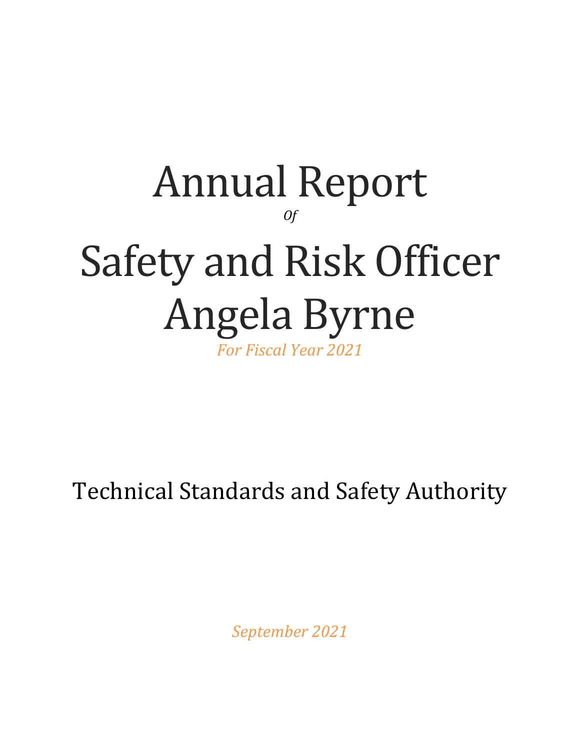# Annual Report

*Of*

# Safety and Risk Officer Angela Byrne

*For Fiscal Year 2021*

Technical Standards and Safety Authority

*September 2021*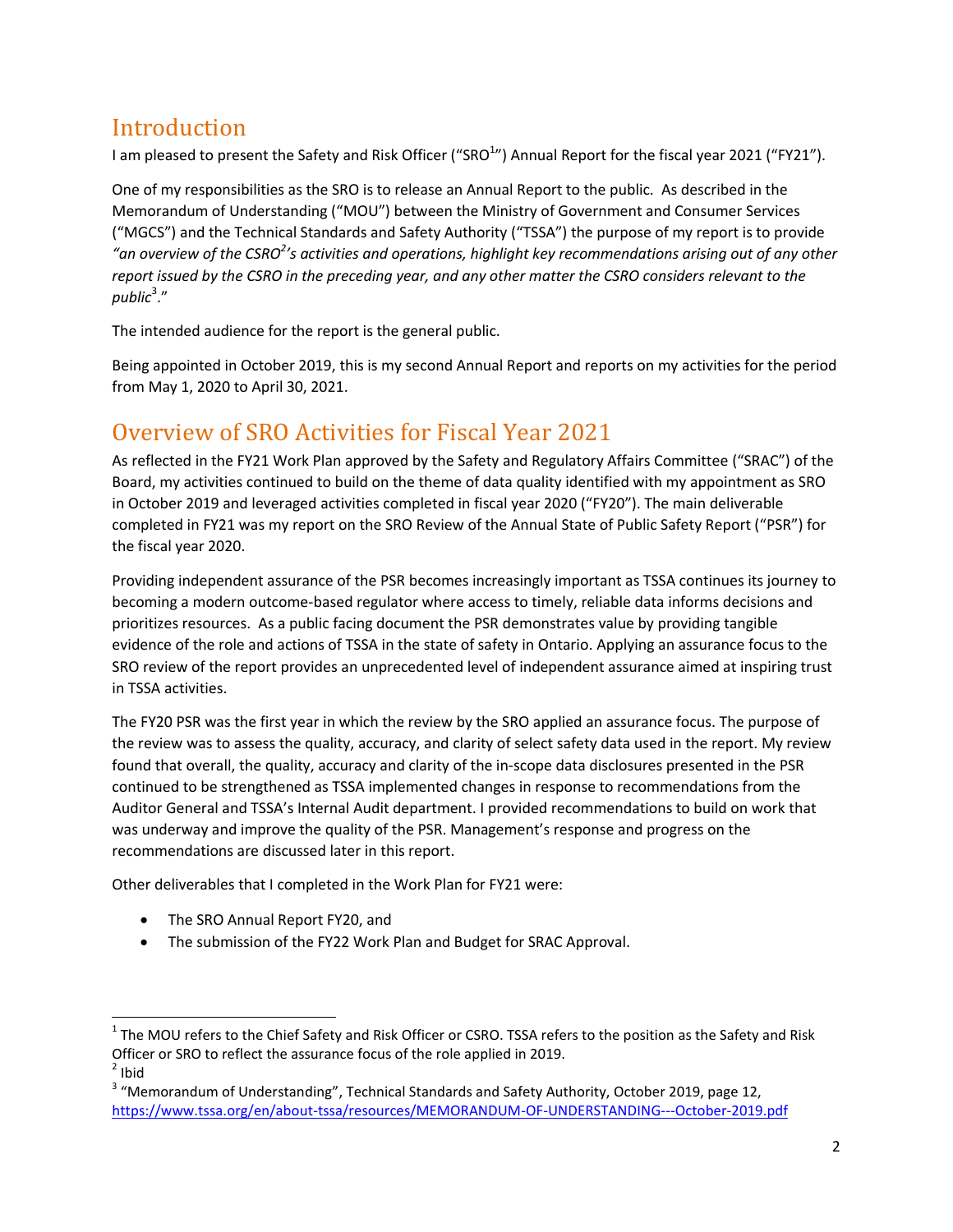## Introduction

I am pleased to present the Safety and Risk Officer ("SRO[1]") Annual Report for the fiscal year 2021 ("FY21").

One of my responsibilities as the SRO is to release an Annual Report to the public. As described in the Memorandum of Understanding ("MOU") between the Ministry of Government and Consumer Services ("MGCS") and the Technical Standards and Safety Authority ("TSSA") the purpose of my report is to provide *"an overview of the CSRO[2]'s activities and operations, highlight key recommendations arising out of any other report issued by the CSRO in the preceding year, and any other matter the CSRO considers relevant to the public[3]."*

The intended audience for the report is the general public.

Being appointed in October 2019, this is my second Annual Report and reports on my activities for the period from May 1, 2020 to April 30, 2021.

## Overview of SRO Activities for Fiscal Year 2021

As reflected in the FY21 Work Plan approved by the Safety and Regulatory Affairs Committee ("SRAC") of the Board, my activities continued to build on the theme of data quality identified with my appointment as SRO in October 2019 and leveraged activities completed in fiscal year 2020 ("FY20"). The main deliverable completed in FY21 was my report on the SRO Review of the Annual State of Public Safety Report ("PSR") for the fiscal year 2020.

Providing independent assurance of the PSR becomes increasingly important as TSSA continues its journey to becoming a modern outcome-based regulator where access to timely, reliable data informs decisions and prioritizes resources. As a public facing document the PSR demonstrates value by providing tangible evidence of the role and actions of TSSA in the state of safety in Ontario. Applying an assurance focus to the SRO review of the report provides an unprecedented level of independent assurance aimed at inspiring trust in TSSA activities.

The FY20 PSR was the first year in which the review by the SRO applied an assurance focus. The purpose of the review was to assess the quality, accuracy, and clarity of select safety data used in the report. My review found that overall, the quality, accuracy and clarity of the in-scope data disclosures presented in the PSR continued to be strengthened as TSSA implemented changes in response to recommendations from the Auditor General and TSSA's Internal Audit department. I provided recommendations to build on work that was underway and improve the quality of the PSR. Management's response and progress on the recommendations are discussed later in this report.

Other deliverables that I completed in the Work Plan for FY21 were:

- The SRO Annual Report FY20, and
- The submission of the FY22 Work Plan and Budget for SRAC Approval.

---

[1] The MOU refers to the Chief Safety and Risk Officer or CSRO. TSSA refers to the position as the Safety and Risk Officer or SRO to reflect the assurance focus of the role applied in 2019.

[2] Ibid

[3] "Memorandum of Understanding", Technical Standards and Safety Authority, October 2019, page 12, https://www.tssa.org/en/about-tssa/resources/MEMORANDUM-OF-UNDERSTANDING---October-2019.pdf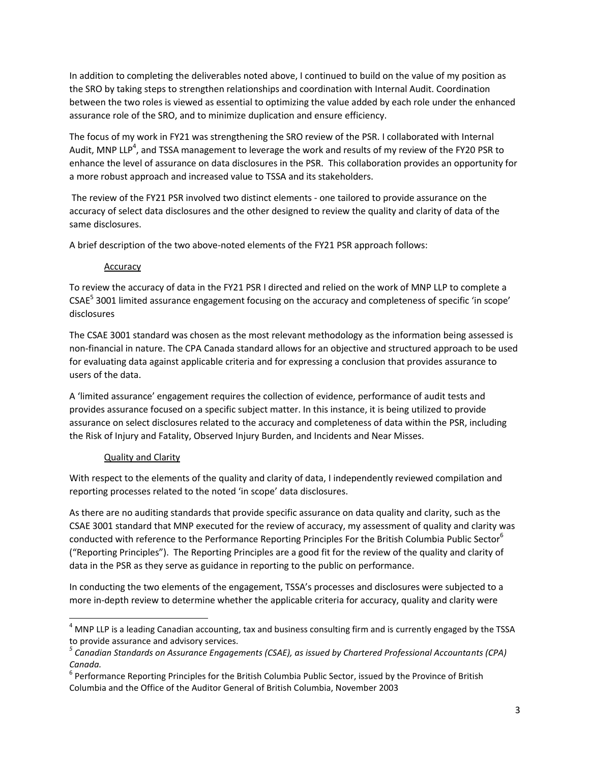In addition to completing the deliverables noted above, I continued to build on the value of my position as the SRO by taking steps to strengthen relationships and coordination with Internal Audit. Coordination between the two roles is viewed as essential to optimizing the value added by each role under the enhanced assurance role of the SRO, and to minimize duplication and ensure efficiency.

The focus of my work in FY21 was strengthening the SRO review of the PSR. I collaborated with Internal Audit, MNP LLP[4], and TSSA management to leverage the work and results of my review of the FY20 PSR to enhance the level of assurance on data disclosures in the PSR. This collaboration provides an opportunity for a more robust approach and increased value to TSSA and its stakeholders.

The review of the FY21 PSR involved two distinct elements - one tailored to provide assurance on the accuracy of select data disclosures and the other designed to review the quality and clarity of data of the same disclosures.

A brief description of the two above-noted elements of the FY21 PSR approach follows:

Accuracy

To review the accuracy of data in the FY21 PSR I directed and relied on the work of MNP LLP to complete a CSAE[5] 3001 limited assurance engagement focusing on the accuracy and completeness of specific 'in scope' disclosures

The CSAE 3001 standard was chosen as the most relevant methodology as the information being assessed is non-financial in nature. The CPA Canada standard allows for an objective and structured approach to be used for evaluating data against applicable criteria and for expressing a conclusion that provides assurance to users of the data.

A 'limited assurance' engagement requires the collection of evidence, performance of audit tests and provides assurance focused on a specific subject matter. In this instance, it is being utilized to provide assurance on select disclosures related to the accuracy and completeness of data within the PSR, including the Risk of Injury and Fatality, Observed Injury Burden, and Incidents and Near Misses.

Quality and Clarity

With respect to the elements of the quality and clarity of data, I independently reviewed compilation and reporting processes related to the noted 'in scope' data disclosures.

As there are no auditing standards that provide specific assurance on data quality and clarity, such as the CSAE 3001 standard that MNP executed for the review of accuracy, my assessment of quality and clarity was conducted with reference to the Performance Reporting Principles For the British Columbia Public Sector[6] ("Reporting Principles"). The Reporting Principles are a good fit for the review of the quality and clarity of data in the PSR as they serve as guidance in reporting to the public on performance.

In conducting the two elements of the engagement, TSSA's processes and disclosures were subjected to a more in-depth review to determine whether the applicable criteria for accuracy, quality and clarity were

---

[4] MNP LLP is a leading Canadian accounting, tax and business consulting firm and is currently engaged by the TSSA to provide assurance and advisory services.

[5] *Canadian Standards on Assurance Engagements (CSAE), as issued by Chartered Professional Accountants (CPA) Canada.*

[6] Performance Reporting Principles for the British Columbia Public Sector, issued by the Province of British Columbia and the Office of the Auditor General of British Columbia, November 2003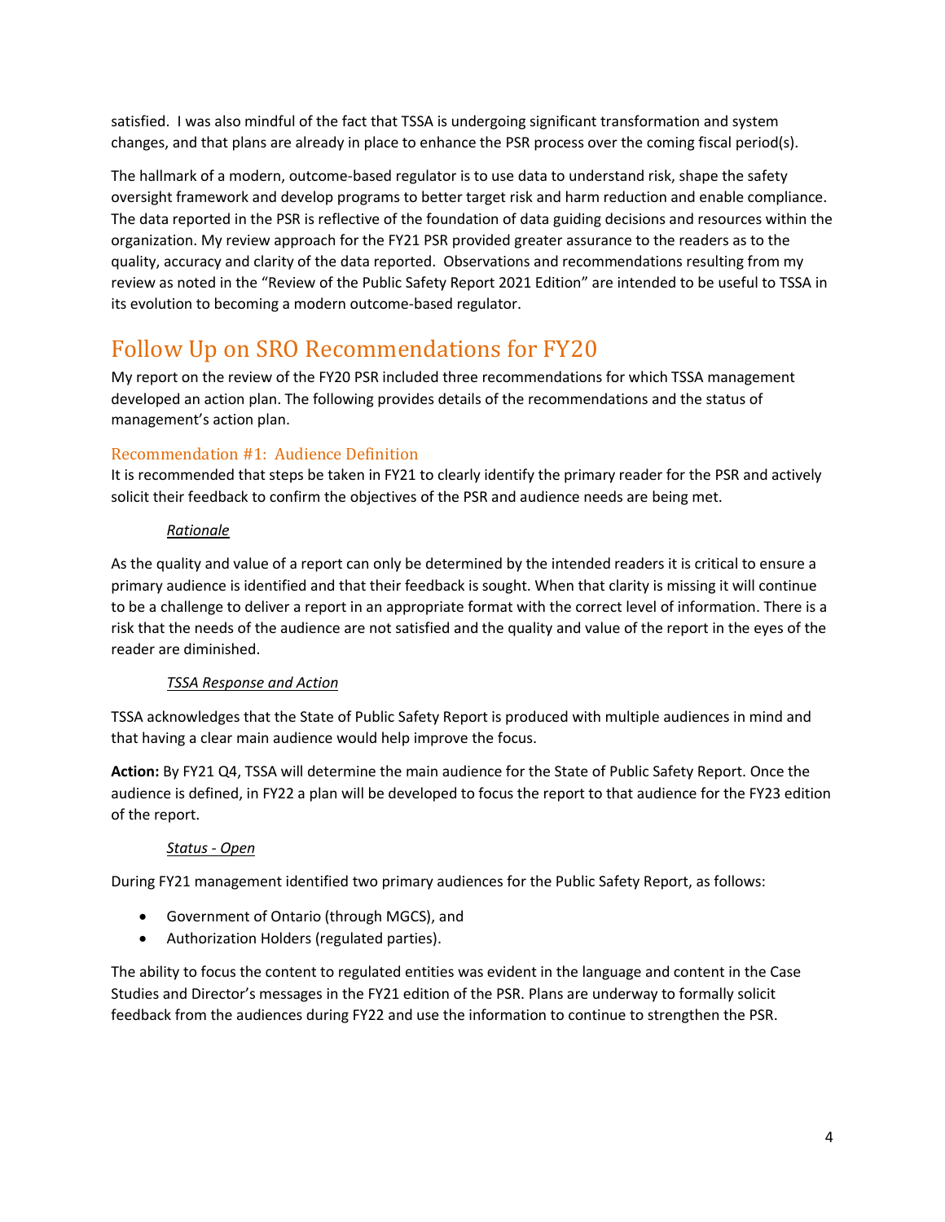satisfied. I was also mindful of the fact that TSSA is undergoing significant transformation and system changes, and that plans are already in place to enhance the PSR process over the coming fiscal period(s).

The hallmark of a modern, outcome-based regulator is to use data to understand risk, shape the safety oversight framework and develop programs to better target risk and harm reduction and enable compliance. The data reported in the PSR is reflective of the foundation of data guiding decisions and resources within the organization. My review approach for the FY21 PSR provided greater assurance to the readers as to the quality, accuracy and clarity of the data reported. Observations and recommendations resulting from my review as noted in the "Review of the Public Safety Report 2021 Edition" are intended to be useful to TSSA in its evolution to becoming a modern outcome-based regulator.

# Follow Up on SRO Recommendations for FY20

My report on the review of the FY20 PSR included three recommendations for which TSSA management developed an action plan. The following provides details of the recommendations and the status of management's action plan.

## Recommendation #1: Audience Definition

It is recommended that steps be taken in FY21 to clearly identify the primary reader for the PSR and actively solicit their feedback to confirm the objectives of the PSR and audience needs are being met.

*Rationale*

As the quality and value of a report can only be determined by the intended readers it is critical to ensure a primary audience is identified and that their feedback is sought. When that clarity is missing it will continue to be a challenge to deliver a report in an appropriate format with the correct level of information. There is a risk that the needs of the audience are not satisfied and the quality and value of the report in the eyes of the reader are diminished.

*TSSA Response and Action*

TSSA acknowledges that the State of Public Safety Report is produced with multiple audiences in mind and that having a clear main audience would help improve the focus.

**Action:** By FY21 Q4, TSSA will determine the main audience for the State of Public Safety Report. Once the audience is defined, in FY22 a plan will be developed to focus the report to that audience for the FY23 edition of the report.

*Status - Open*

During FY21 management identified two primary audiences for the Public Safety Report, as follows:

- Government of Ontario (through MGCS), and
- Authorization Holders (regulated parties).

The ability to focus the content to regulated entities was evident in the language and content in the Case Studies and Director's messages in the FY21 edition of the PSR. Plans are underway to formally solicit feedback from the audiences during FY22 and use the information to continue to strengthen the PSR.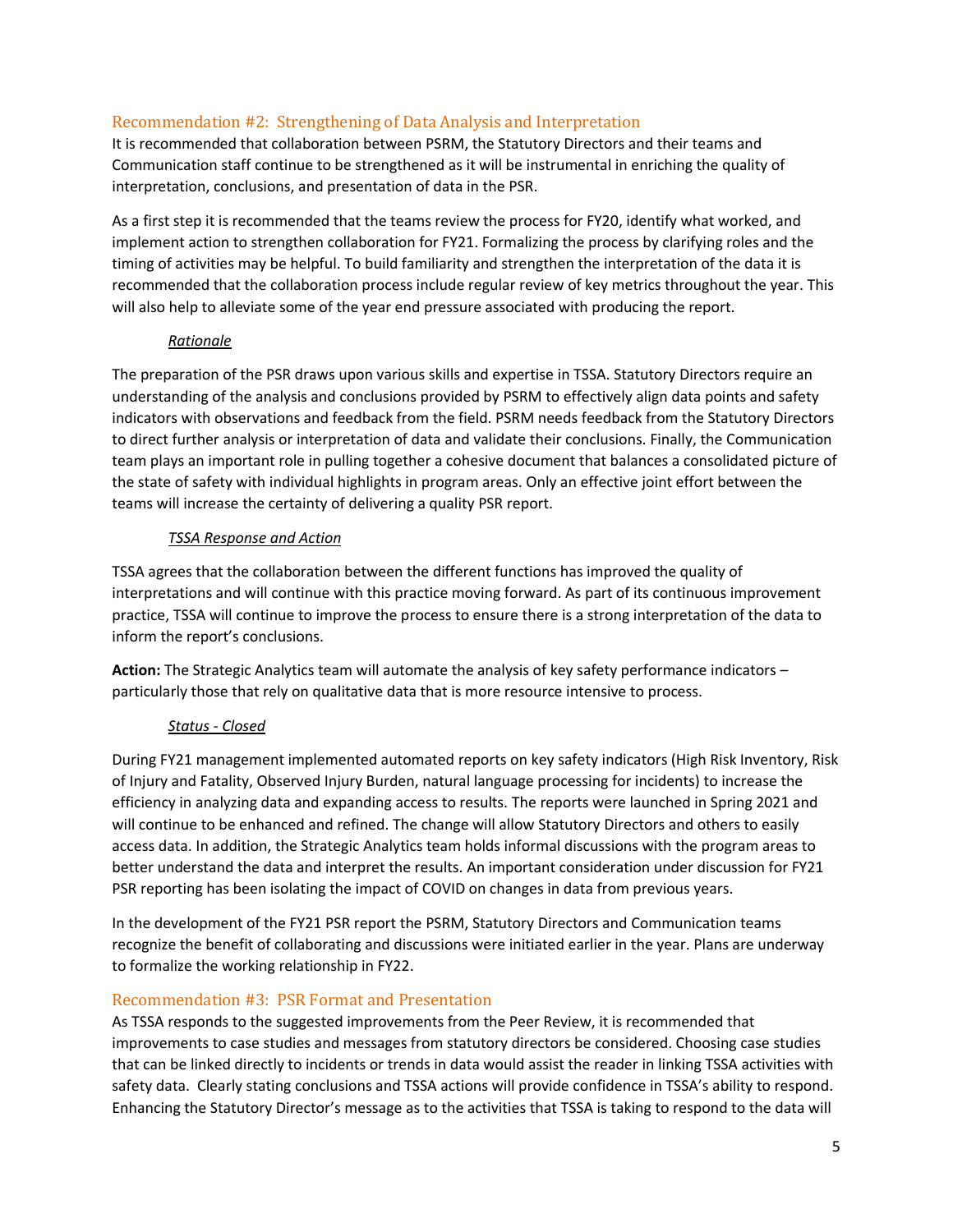## Recommendation #2: Strengthening of Data Analysis and Interpretation

It is recommended that collaboration between PSRM, the Statutory Directors and their teams and Communication staff continue to be strengthened as it will be instrumental in enriching the quality of interpretation, conclusions, and presentation of data in the PSR.

As a first step it is recommended that the teams review the process for FY20, identify what worked, and implement action to strengthen collaboration for FY21. Formalizing the process by clarifying roles and the timing of activities may be helpful. To build familiarity and strengthen the interpretation of the data it is recommended that the collaboration process include regular review of key metrics throughout the year. This will also help to alleviate some of the year end pressure associated with producing the report.

*Rationale*

The preparation of the PSR draws upon various skills and expertise in TSSA. Statutory Directors require an understanding of the analysis and conclusions provided by PSRM to effectively align data points and safety indicators with observations and feedback from the field. PSRM needs feedback from the Statutory Directors to direct further analysis or interpretation of data and validate their conclusions. Finally, the Communication team plays an important role in pulling together a cohesive document that balances a consolidated picture of the state of safety with individual highlights in program areas. Only an effective joint effort between the teams will increase the certainty of delivering a quality PSR report.

*TSSA Response and Action*

TSSA agrees that the collaboration between the different functions has improved the quality of interpretations and will continue with this practice moving forward. As part of its continuous improvement practice, TSSA will continue to improve the process to ensure there is a strong interpretation of the data to inform the report's conclusions.

**Action:** The Strategic Analytics team will automate the analysis of key safety performance indicators – particularly those that rely on qualitative data that is more resource intensive to process.

*Status - Closed*

During FY21 management implemented automated reports on key safety indicators (High Risk Inventory, Risk of Injury and Fatality, Observed Injury Burden, natural language processing for incidents) to increase the efficiency in analyzing data and expanding access to results. The reports were launched in Spring 2021 and will continue to be enhanced and refined. The change will allow Statutory Directors and others to easily access data. In addition, the Strategic Analytics team holds informal discussions with the program areas to better understand the data and interpret the results. An important consideration under discussion for FY21 PSR reporting has been isolating the impact of COVID on changes in data from previous years.

In the development of the FY21 PSR report the PSRM, Statutory Directors and Communication teams recognize the benefit of collaborating and discussions were initiated earlier in the year. Plans are underway to formalize the working relationship in FY22.

## Recommendation #3: PSR Format and Presentation

As TSSA responds to the suggested improvements from the Peer Review, it is recommended that improvements to case studies and messages from statutory directors be considered. Choosing case studies that can be linked directly to incidents or trends in data would assist the reader in linking TSSA activities with safety data. Clearly stating conclusions and TSSA actions will provide confidence in TSSA's ability to respond. Enhancing the Statutory Director's message as to the activities that TSSA is taking to respond to the data will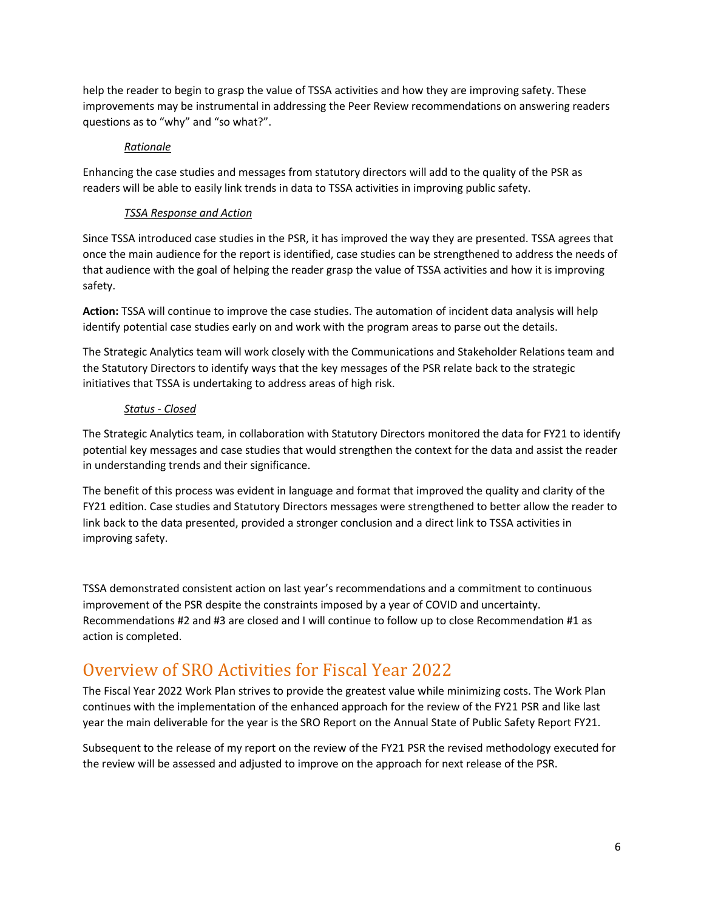help the reader to begin to grasp the value of TSSA activities and how they are improving safety. These improvements may be instrumental in addressing the Peer Review recommendations on answering readers questions as to "why" and "so what?".

*Rationale*

Enhancing the case studies and messages from statutory directors will add to the quality of the PSR as readers will be able to easily link trends in data to TSSA activities in improving public safety.

*TSSA Response and Action*

Since TSSA introduced case studies in the PSR, it has improved the way they are presented. TSSA agrees that once the main audience for the report is identified, case studies can be strengthened to address the needs of that audience with the goal of helping the reader grasp the value of TSSA activities and how it is improving safety.

**Action:** TSSA will continue to improve the case studies. The automation of incident data analysis will help identify potential case studies early on and work with the program areas to parse out the details.

The Strategic Analytics team will work closely with the Communications and Stakeholder Relations team and the Statutory Directors to identify ways that the key messages of the PSR relate back to the strategic initiatives that TSSA is undertaking to address areas of high risk.

*Status - Closed*

The Strategic Analytics team, in collaboration with Statutory Directors monitored the data for FY21 to identify potential key messages and case studies that would strengthen the context for the data and assist the reader in understanding trends and their significance.

The benefit of this process was evident in language and format that improved the quality and clarity of the FY21 edition. Case studies and Statutory Directors messages were strengthened to better allow the reader to link back to the data presented, provided a stronger conclusion and a direct link to TSSA activities in improving safety.

TSSA demonstrated consistent action on last year's recommendations and a commitment to continuous improvement of the PSR despite the constraints imposed by a year of COVID and uncertainty. Recommendations #2 and #3 are closed and I will continue to follow up to close Recommendation #1 as action is completed.

## Overview of SRO Activities for Fiscal Year 2022

The Fiscal Year 2022 Work Plan strives to provide the greatest value while minimizing costs. The Work Plan continues with the implementation of the enhanced approach for the review of the FY21 PSR and like last year the main deliverable for the year is the SRO Report on the Annual State of Public Safety Report FY21.

Subsequent to the release of my report on the review of the FY21 PSR the revised methodology executed for the review will be assessed and adjusted to improve on the approach for next release of the PSR.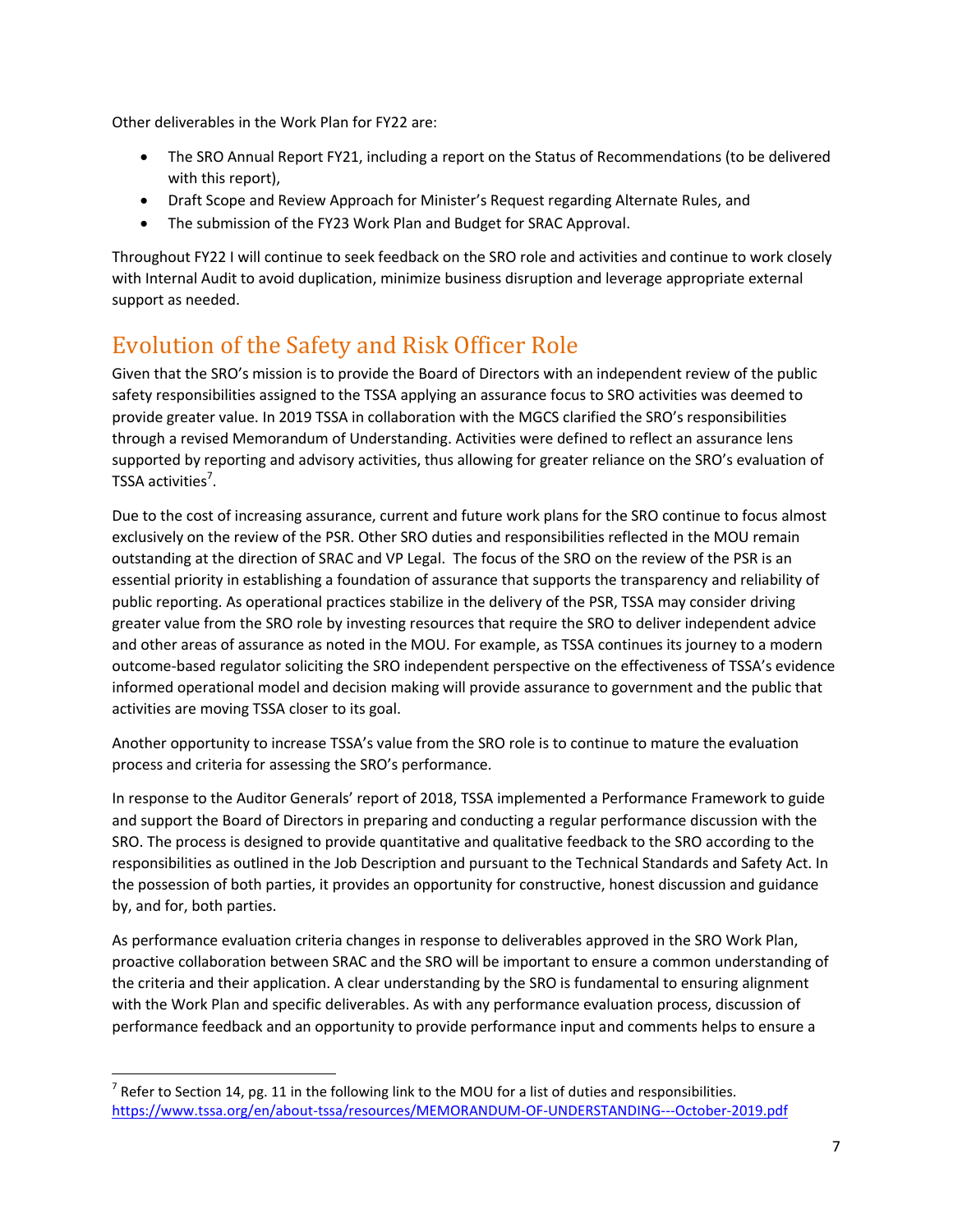Other deliverables in the Work Plan for FY22 are:

- The SRO Annual Report FY21, including a report on the Status of Recommendations (to be delivered with this report),
- Draft Scope and Review Approach for Minister's Request regarding Alternate Rules, and
- The submission of the FY23 Work Plan and Budget for SRAC Approval.

Throughout FY22 I will continue to seek feedback on the SRO role and activities and continue to work closely with Internal Audit to avoid duplication, minimize business disruption and leverage appropriate external support as needed.

## Evolution of the Safety and Risk Officer Role

Given that the SRO's mission is to provide the Board of Directors with an independent review of the public safety responsibilities assigned to the TSSA applying an assurance focus to SRO activities was deemed to provide greater value. In 2019 TSSA in collaboration with the MGCS clarified the SRO's responsibilities through a revised Memorandum of Understanding. Activities were defined to reflect an assurance lens supported by reporting and advisory activities, thus allowing for greater reliance on the SRO's evaluation of TSSA activities[7].

Due to the cost of increasing assurance, current and future work plans for the SRO continue to focus almost exclusively on the review of the PSR. Other SRO duties and responsibilities reflected in the MOU remain outstanding at the direction of SRAC and VP Legal. The focus of the SRO on the review of the PSR is an essential priority in establishing a foundation of assurance that supports the transparency and reliability of public reporting. As operational practices stabilize in the delivery of the PSR, TSSA may consider driving greater value from the SRO role by investing resources that require the SRO to deliver independent advice and other areas of assurance as noted in the MOU. For example, as TSSA continues its journey to a modern outcome-based regulator soliciting the SRO independent perspective on the effectiveness of TSSA's evidence informed operational model and decision making will provide assurance to government and the public that activities are moving TSSA closer to its goal.

Another opportunity to increase TSSA's value from the SRO role is to continue to mature the evaluation process and criteria for assessing the SRO's performance.

In response to the Auditor Generals' report of 2018, TSSA implemented a Performance Framework to guide and support the Board of Directors in preparing and conducting a regular performance discussion with the SRO. The process is designed to provide quantitative and qualitative feedback to the SRO according to the responsibilities as outlined in the Job Description and pursuant to the Technical Standards and Safety Act. In the possession of both parties, it provides an opportunity for constructive, honest discussion and guidance by, and for, both parties.

As performance evaluation criteria changes in response to deliverables approved in the SRO Work Plan, proactive collaboration between SRAC and the SRO will be important to ensure a common understanding of the criteria and their application. A clear understanding by the SRO is fundamental to ensuring alignment with the Work Plan and specific deliverables. As with any performance evaluation process, discussion of performance feedback and an opportunity to provide performance input and comments helps to ensure a

[7] Refer to Section 14, pg. 11 in the following link to the MOU for a list of duties and responsibilities. https://www.tssa.org/en/about-tssa/resources/MEMORANDUM-OF-UNDERSTANDING---October-2019.pdf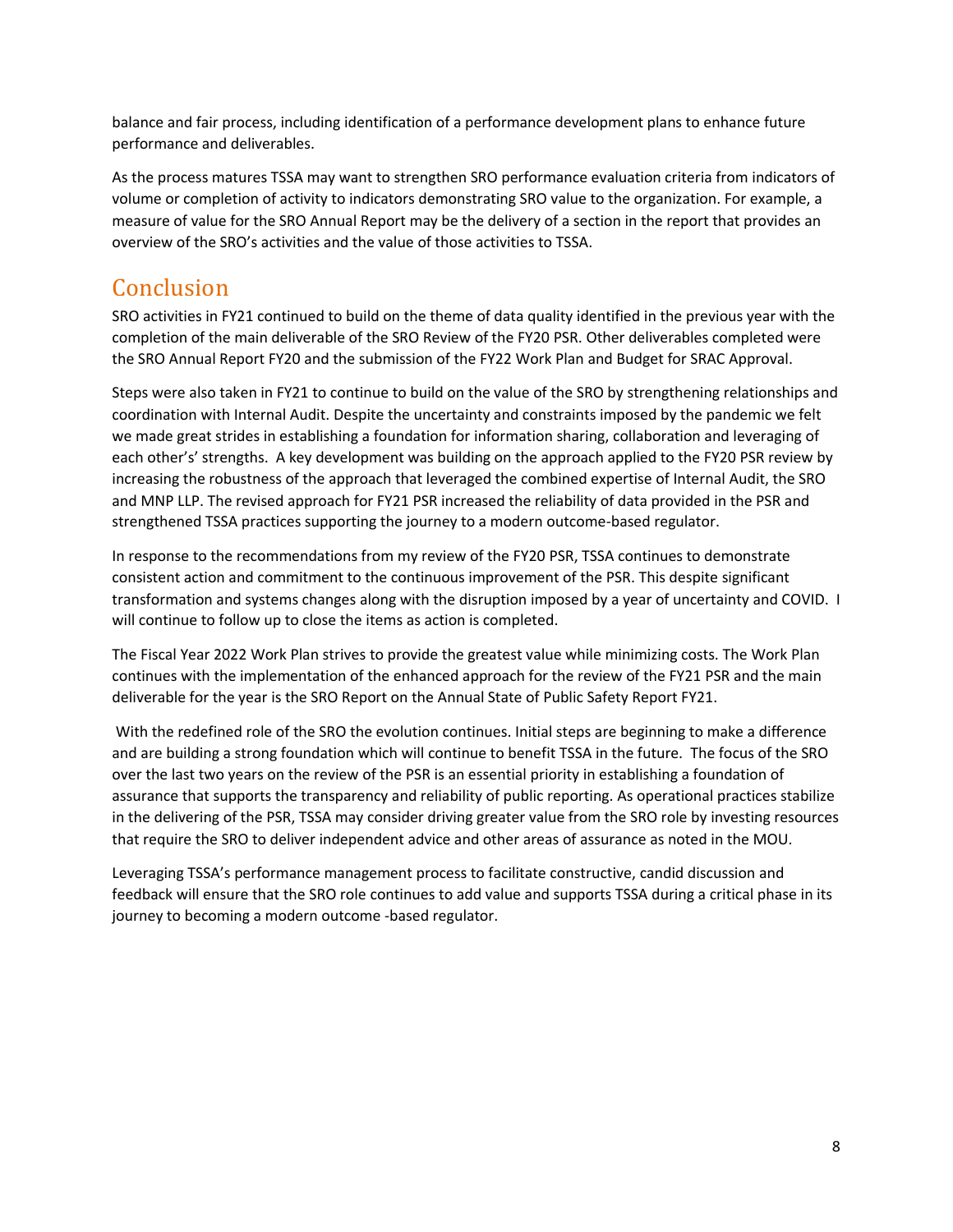balance and fair process, including identification of a performance development plans to enhance future performance and deliverables.

As the process matures TSSA may want to strengthen SRO performance evaluation criteria from indicators of volume or completion of activity to indicators demonstrating SRO value to the organization. For example, a measure of value for the SRO Annual Report may be the delivery of a section in the report that provides an overview of the SRO's activities and the value of those activities to TSSA.

# Conclusion

SRO activities in FY21 continued to build on the theme of data quality identified in the previous year with the completion of the main deliverable of the SRO Review of the FY20 PSR. Other deliverables completed were the SRO Annual Report FY20 and the submission of the FY22 Work Plan and Budget for SRAC Approval.

Steps were also taken in FY21 to continue to build on the value of the SRO by strengthening relationships and coordination with Internal Audit. Despite the uncertainty and constraints imposed by the pandemic we felt we made great strides in establishing a foundation for information sharing, collaboration and leveraging of each other's' strengths. A key development was building on the approach applied to the FY20 PSR review by increasing the robustness of the approach that leveraged the combined expertise of Internal Audit, the SRO and MNP LLP. The revised approach for FY21 PSR increased the reliability of data provided in the PSR and strengthened TSSA practices supporting the journey to a modern outcome-based regulator.

In response to the recommendations from my review of the FY20 PSR, TSSA continues to demonstrate consistent action and commitment to the continuous improvement of the PSR. This despite significant transformation and systems changes along with the disruption imposed by a year of uncertainty and COVID. I will continue to follow up to close the items as action is completed.

The Fiscal Year 2022 Work Plan strives to provide the greatest value while minimizing costs. The Work Plan continues with the implementation of the enhanced approach for the review of the FY21 PSR and the main deliverable for the year is the SRO Report on the Annual State of Public Safety Report FY21.

With the redefined role of the SRO the evolution continues. Initial steps are beginning to make a difference and are building a strong foundation which will continue to benefit TSSA in the future. The focus of the SRO over the last two years on the review of the PSR is an essential priority in establishing a foundation of assurance that supports the transparency and reliability of public reporting. As operational practices stabilize in the delivering of the PSR, TSSA may consider driving greater value from the SRO role by investing resources that require the SRO to deliver independent advice and other areas of assurance as noted in the MOU.

Leveraging TSSA's performance management process to facilitate constructive, candid discussion and feedback will ensure that the SRO role continues to add value and supports TSSA during a critical phase in its journey to becoming a modern outcome -based regulator.